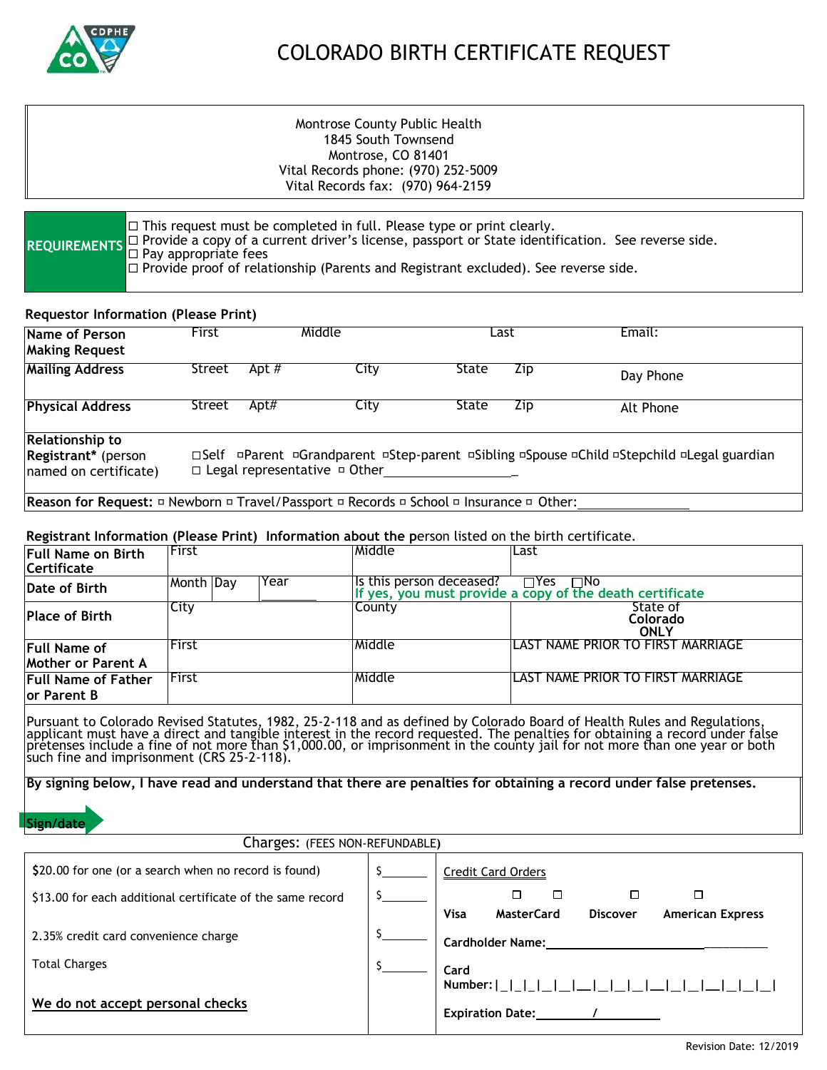# COLORADO BIRTH CERTIFICATE REQUEST

Montrose County Public Health
1845 South Townsend
Montrose, CO 81401
Vital Records phone: (970) 252-5009
Vital Records fax: (970) 964-2159

| REQUIREMENTS | ☐ This request must be completed in full. Please type or print clearly.<br>☐ Provide a copy of a current driver's license, passport or State identification. See reverse side.<br>☐ Pay appropriate fees<br>☐ Provide proof of relationship (Parents and Registrant excluded). See reverse side. |
|---|---|

**Requestor Information (Please Print)**

| | | | | | | |
|---|---|---|---|---|---|---|
| **Name of Person Making Request** | First | Middle | | Last | | Email: |
| **Mailing Address** | Street Apt # | City | State | Zip | | Day Phone |
| **Physical Address** | Street Apt# | City | State | Zip | | Alt Phone |
| **Relationship to Registrant*** (person named on certificate) | ☐Self ☐Parent ☐Grandparent ☐Step-parent ☐Sibling ☐Spouse ☐Child ☐Stepchild ☐Legal guardian ☐ Legal representative ☐ Other_______________ | | | | | |
| **Reason for Request:** ☐ Newborn ☐ Travel/Passport ☐ Records ☐ School ☐ Insurance ☐ Other:_______________ | | | | | | |

**Registrant Information (Please Print) Information about the person listed on the birth certificate.**

| | | | |
|---|---|---|---|
| **Full Name on Birth Certificate** | First | Middle | Last |
| **Date of Birth** | Month Day Year | Is this person deceased? ☐Yes ☐No<br>If yes, you must provide a copy of the death certificate | |
| **Place of Birth** | City | County | State of **Colorado ONLY** |
| **Full Name of Mother or Parent A** | First | Middle | LAST NAME PRIOR TO FIRST MARRIAGE |
| **Full Name of Father or Parent B** | First | Middle | LAST NAME PRIOR TO FIRST MARRIAGE |

Pursuant to Colorado Revised Statutes, 1982, 25-2-118 and as defined by Colorado Board of Health Rules and Regulations, applicant must have a direct and tangible interest in the record requested. The penalties for obtaining a record under false pretenses include a fine of not more than $1,000.00, or imprisonment in the county jail for not more than one year or both such fine and imprisonment (CRS 25-2-118).

**By signing below, I have read and understand that there are penalties for obtaining a record under false pretenses.**

**Sign/date**

Charges: (FEES NON-REFUNDABLE)

| | | |
|---|---|---|
| $20.00 for one (or a search when no record is found) | $_______ | Credit Card Orders |
| $13.00 for each additional certificate of the same record | $_______ | ☐ Visa ☐ MasterCard ☐ Discover ☐ American Express |
| 2.35% credit card convenience charge | $_______ | **Cardholder Name:**_______________ |
| Total Charges | $_______ | **Card Number:** \|_\|_\|_\|_\|_\|_\|_\|_\|_\|_\|_\|_\|_\|_\|_\|_\| |
| We do not accept personal checks | | **Expiration Date:**_______/_______ |

Revision Date: 12/2019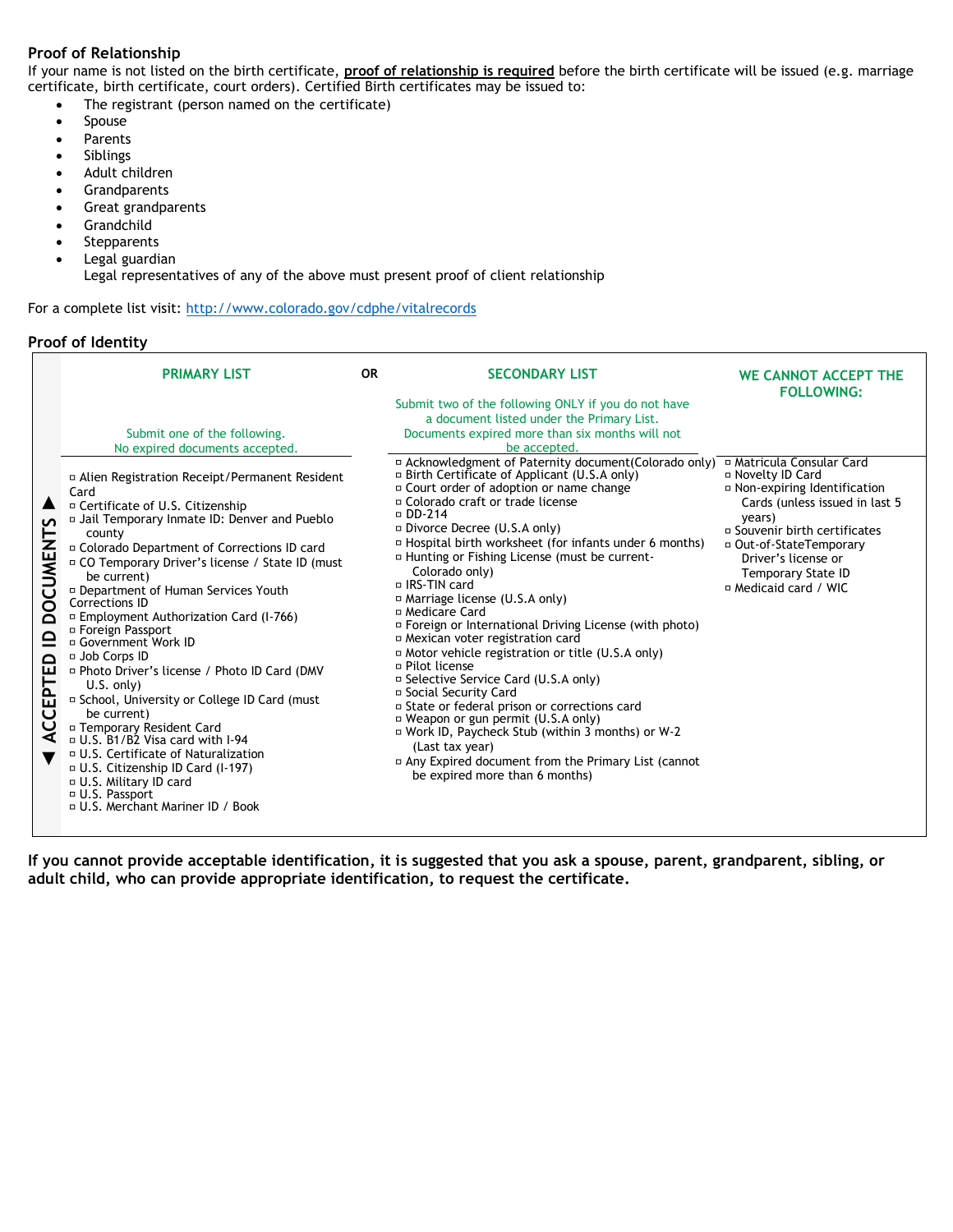## Proof of Relationship

If your name is not listed on the birth certificate, **proof of relationship is required** before the birth certificate will be issued (e.g. marriage certificate, birth certificate, court orders). Certified Birth certificates may be issued to:

- The registrant (person named on the certificate)
- Spouse
- Parents
- Siblings
- Adult children
- Grandparents
- Great grandparents
- Grandchild
- Stepparents
- Legal guardian
  Legal representatives of any of the above must present proof of client relationship

For a complete list visit: http://www.colorado.gov/cdphe/vitalrecords

## Proof of Identity

**ACCEPTED ID DOCUMENTS**

| PRIMARY LIST<br>Submit one of the following.<br>No expired documents accepted. | OR | SECONDARY LIST<br>Submit two of the following ONLY if you do not have a document listed under the Primary List.<br>Documents expired more than six months will not be accepted. | WE CANNOT ACCEPT THE FOLLOWING: |
|---|---|---|---|
| ▫ Alien Registration Receipt/Permanent Resident Card<br>▫ Certificate of U.S. Citizenship<br>▫ Jail Temporary Inmate ID: Denver and Pueblo county<br>▫ Colorado Department of Corrections ID card<br>▫ CO Temporary Driver's license / State ID (must be current)<br>▫ Department of Human Services Youth Corrections ID<br>▫ Employment Authorization Card (I-766)<br>▫ Foreign Passport<br>▫ Government Work ID<br>▫ Job Corps ID<br>▫ Photo Driver's license / Photo ID Card (DMV U.S. only)<br>▫ School, University or College ID Card (must be current)<br>▫ Temporary Resident Card<br>▫ U.S. B1/B2 Visa card with I-94<br>▫ U.S. Certificate of Naturalization<br>▫ U.S. Citizenship ID Card (I-197)<br>▫ U.S. Military ID card<br>▫ U.S. Passport<br>▫ U.S. Merchant Mariner ID / Book | | ▫ Acknowledgment of Paternity document(Colorado only)<br>▫ Birth Certificate of Applicant (U.S.A only)<br>▫ Court order of adoption or name change<br>▫ Colorado craft or trade license<br>▫ DD-214<br>▫ Divorce Decree (U.S.A only)<br>▫ Hospital birth worksheet (for infants under 6 months)<br>▫ Hunting or Fishing License (must be current-Colorado only)<br>▫ IRS-TIN card<br>▫ Marriage license (U.S.A only)<br>▫ Medicare Card<br>▫ Foreign or International Driving License (with photo)<br>▫ Mexican voter registration card<br>▫ Motor vehicle registration or title (U.S.A only)<br>▫ Pilot license<br>▫ Selective Service Card (U.S.A only)<br>▫ Social Security Card<br>▫ State or federal prison or corrections card<br>▫ Weapon or gun permit (U.S.A only)<br>▫ Work ID, Paycheck Stub (within 3 months) or W-2 (Last tax year)<br>▫ Any Expired document from the Primary List (cannot be expired more than 6 months) | ▫ Matricula Consular Card<br>▫ Novelty ID Card<br>▫ Non-expiring Identification Cards (unless issued in last 5 years)<br>▫ Souvenir birth certificates<br>▫ Out-of-State Temporary Driver's license or Temporary State ID<br>▫ Medicaid card / WIC |

**If you cannot provide acceptable identification, it is suggested that you ask a spouse, parent, grandparent, sibling, or adult child, who can provide appropriate identification, to request the certificate.**